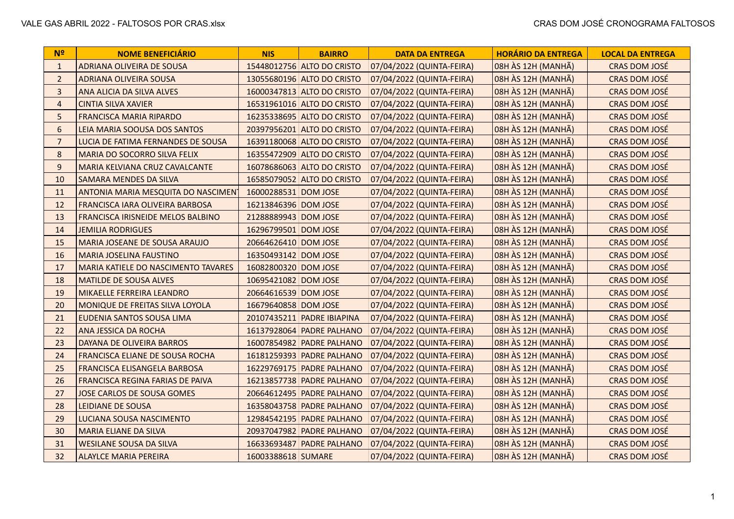| Nº | NOME BENEFICIÁRIO | NIS | BAIRRO | DATA DA ENTREGA | HORÁRIO DA ENTREGA | LOCAL DA ENTREGA |
|---|---|---|---|---|---|---|
| 1 | ADRIANA OLIVEIRA DE SOUSA | 15448012756 | ALTO DO CRISTO | 07/04/2022 (QUINTA-FEIRA) | 08H ÀS 12H (MANHÃ) | CRAS DOM JOSÉ |
| 2 | ADRIANA OLIVEIRA SOUSA | 13055680196 | ALTO DO CRISTO | 07/04/2022 (QUINTA-FEIRA) | 08H ÀS 12H (MANHÃ) | CRAS DOM JOSÉ |
| 3 | ANA ALICIA DA SILVA ALVES | 16000347813 | ALTO DO CRISTO | 07/04/2022 (QUINTA-FEIRA) | 08H ÀS 12H (MANHÃ) | CRAS DOM JOSÉ |
| 4 | CINTIA SILVA XAVIER | 16531961016 | ALTO DO CRISTO | 07/04/2022 (QUINTA-FEIRA) | 08H ÀS 12H (MANHÃ) | CRAS DOM JOSÉ |
| 5 | FRANCISCA MARIA RIPARDO | 16235338695 | ALTO DO CRISTO | 07/04/2022 (QUINTA-FEIRA) | 08H ÀS 12H (MANHÃ) | CRAS DOM JOSÉ |
| 6 | LEIA MARIA SOOUSA DOS SANTOS | 20397956201 | ALTO DO CRISTO | 07/04/2022 (QUINTA-FEIRA) | 08H ÀS 12H (MANHÃ) | CRAS DOM JOSÉ |
| 7 | LUCIA DE FATIMA FERNANDES DE SOUSA | 16391180068 | ALTO DO CRISTO | 07/04/2022 (QUINTA-FEIRA) | 08H ÀS 12H (MANHÃ) | CRAS DOM JOSÉ |
| 8 | MARIA DO SOCORRO SILVA FELIX | 16355472909 | ALTO DO CRISTO | 07/04/2022 (QUINTA-FEIRA) | 08H ÀS 12H (MANHÃ) | CRAS DOM JOSÉ |
| 9 | MARIA KELVIANA CRUZ CAVALCANTE | 16078686063 | ALTO DO CRISTO | 07/04/2022 (QUINTA-FEIRA) | 08H ÀS 12H (MANHÃ) | CRAS DOM JOSÉ |
| 10 | SAMARA MENDES DA SILVA | 16585079052 | ALTO DO CRISTO | 07/04/2022 (QUINTA-FEIRA) | 08H ÀS 12H (MANHÃ) | CRAS DOM JOSÉ |
| 11 | ANTONIA MARIA MESQUITA DO NASCIMENT | 16000288531 | DOM JOSE | 07/04/2022 (QUINTA-FEIRA) | 08H ÀS 12H (MANHÃ) | CRAS DOM JOSÉ |
| 12 | FRANCISCA IARA OLIVEIRA BARBOSA | 16213846396 | DOM JOSE | 07/04/2022 (QUINTA-FEIRA) | 08H ÀS 12H (MANHÃ) | CRAS DOM JOSÉ |
| 13 | FRANCISCA IRISNEIDE MELOS BALBINO | 21288889943 | DOM JOSE | 07/04/2022 (QUINTA-FEIRA) | 08H ÀS 12H (MANHÃ) | CRAS DOM JOSÉ |
| 14 | JEMILIA RODRIGUES | 16296799501 | DOM JOSE | 07/04/2022 (QUINTA-FEIRA) | 08H ÀS 12H (MANHÃ) | CRAS DOM JOSÉ |
| 15 | MARIA JOSEANE DE SOUSA ARAUJO | 20664626410 | DOM JOSE | 07/04/2022 (QUINTA-FEIRA) | 08H ÀS 12H (MANHÃ) | CRAS DOM JOSÉ |
| 16 | MARIA JOSELINA FAUSTINO | 16350493142 | DOM JOSE | 07/04/2022 (QUINTA-FEIRA) | 08H ÀS 12H (MANHÃ) | CRAS DOM JOSÉ |
| 17 | MARIA KATIELE DO NASCIMENTO TAVARES | 16082800320 | DOM JOSE | 07/04/2022 (QUINTA-FEIRA) | 08H ÀS 12H (MANHÃ) | CRAS DOM JOSÉ |
| 18 | MATILDE DE SOUSA ALVES | 10695421082 | DOM JOSE | 07/04/2022 (QUINTA-FEIRA) | 08H ÀS 12H (MANHÃ) | CRAS DOM JOSÉ |
| 19 | MIKAELLE FERREIRA LEANDRO | 20664616539 | DOM JOSE | 07/04/2022 (QUINTA-FEIRA) | 08H ÀS 12H (MANHÃ) | CRAS DOM JOSÉ |
| 20 | MONIQUE DE FREITAS SILVA LOYOLA | 16679640858 | DOM JOSE | 07/04/2022 (QUINTA-FEIRA) | 08H ÀS 12H (MANHÃ) | CRAS DOM JOSÉ |
| 21 | EUDENIA SANTOS SOUSA LIMA | 20107435211 | PADRE IBIAPINA | 07/04/2022 (QUINTA-FEIRA) | 08H ÀS 12H (MANHÃ) | CRAS DOM JOSÉ |
| 22 | ANA JESSICA DA ROCHA | 16137928064 | PADRE PALHANO | 07/04/2022 (QUINTA-FEIRA) | 08H ÀS 12H (MANHÃ) | CRAS DOM JOSÉ |
| 23 | DAYANA DE OLIVEIRA BARROS | 16007854982 | PADRE PALHANO | 07/04/2022 (QUINTA-FEIRA) | 08H ÀS 12H (MANHÃ) | CRAS DOM JOSÉ |
| 24 | FRANCISCA ELIANE DE SOUSA ROCHA | 16181259393 | PADRE PALHANO | 07/04/2022 (QUINTA-FEIRA) | 08H ÀS 12H (MANHÃ) | CRAS DOM JOSÉ |
| 25 | FRANCISCA ELISANGELA BARBOSA | 16229769175 | PADRE PALHANO | 07/04/2022 (QUINTA-FEIRA) | 08H ÀS 12H (MANHÃ) | CRAS DOM JOSÉ |
| 26 | FRANCISCA REGINA FARIAS DE PAIVA | 16213857738 | PADRE PALHANO | 07/04/2022 (QUINTA-FEIRA) | 08H ÀS 12H (MANHÃ) | CRAS DOM JOSÉ |
| 27 | JOSE CARLOS DE SOUSA GOMES | 20664612495 | PADRE PALHANO | 07/04/2022 (QUINTA-FEIRA) | 08H ÀS 12H (MANHÃ) | CRAS DOM JOSÉ |
| 28 | LEIDIANE DE SOUSA | 16358043758 | PADRE PALHANO | 07/04/2022 (QUINTA-FEIRA) | 08H ÀS 12H (MANHÃ) | CRAS DOM JOSÉ |
| 29 | LUCIANA SOUSA NASCIMENTO | 12984542195 | PADRE PALHANO | 07/04/2022 (QUINTA-FEIRA) | 08H ÀS 12H (MANHÃ) | CRAS DOM JOSÉ |
| 30 | MARIA ELIANE DA SILVA | 20937047982 | PADRE PALHANO | 07/04/2022 (QUINTA-FEIRA) | 08H ÀS 12H (MANHÃ) | CRAS DOM JOSÉ |
| 31 | WESILANE SOUSA DA SILVA | 16633693487 | PADRE PALHANO | 07/04/2022 (QUINTA-FEIRA) | 08H ÀS 12H (MANHÃ) | CRAS DOM JOSÉ |
| 32 | ALAYLCE MARIA PEREIRA | 16003388618 | SUMARE | 07/04/2022 (QUINTA-FEIRA) | 08H ÀS 12H (MANHÃ) | CRAS DOM JOSÉ |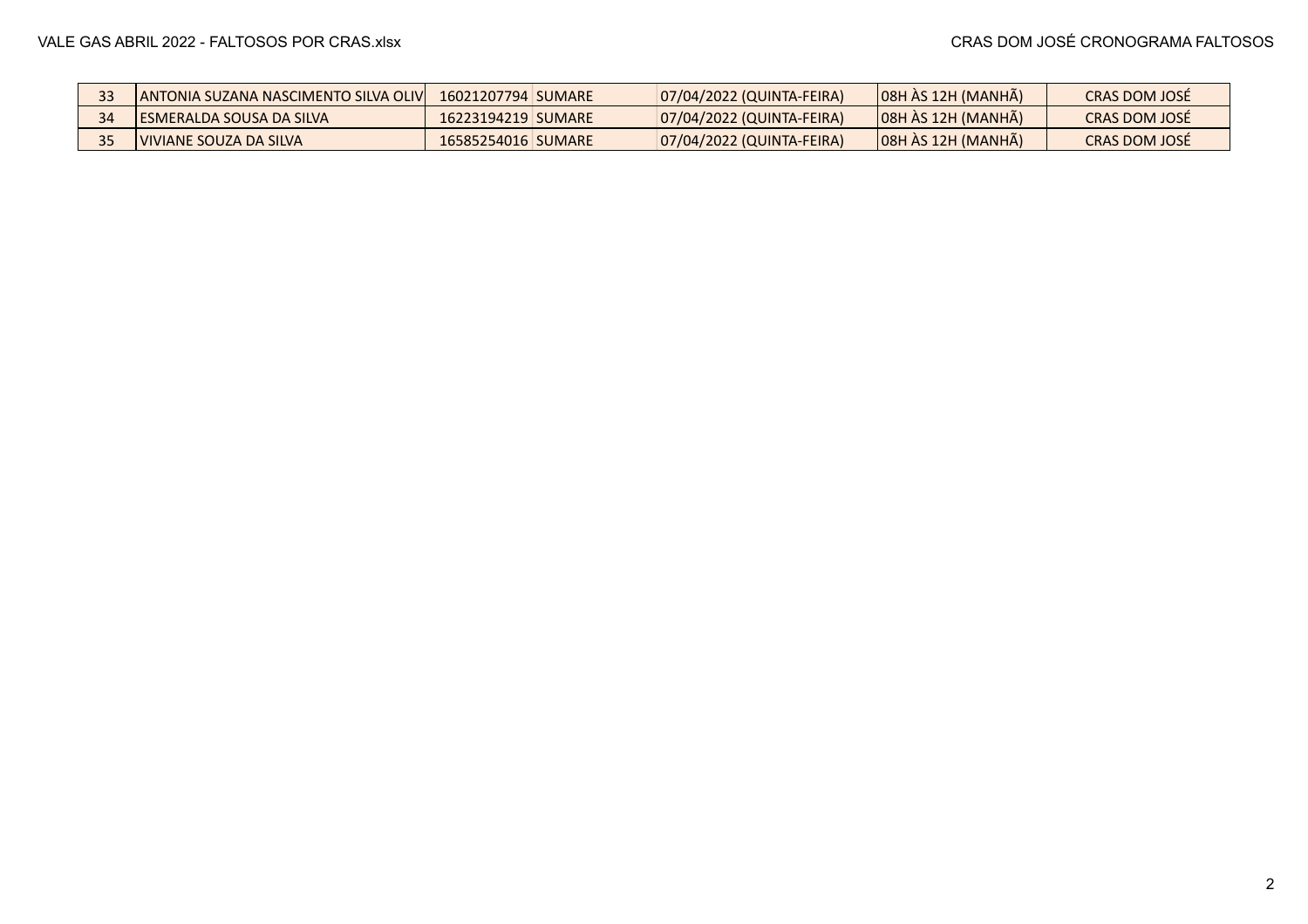| | | | | | | |
|---|---|---|---|---|---|---|
| 33 | ANTONIA SUZANA NASCIMENTO SILVA OLIV | 16021207794 | SUMARE | 07/04/2022 (QUINTA-FEIRA) | 08H ÀS 12H (MANHÃ) | CRAS DOM JOSÉ |
| 34 | ESMERALDA SOUSA DA SILVA | 16223194219 | SUMARE | 07/04/2022 (QUINTA-FEIRA) | 08H ÀS 12H (MANHÃ) | CRAS DOM JOSÉ |
| 35 | VIVIANE SOUZA DA SILVA | 16585254016 | SUMARE | 07/04/2022 (QUINTA-FEIRA) | 08H ÀS 12H (MANHÃ) | CRAS DOM JOSÉ |